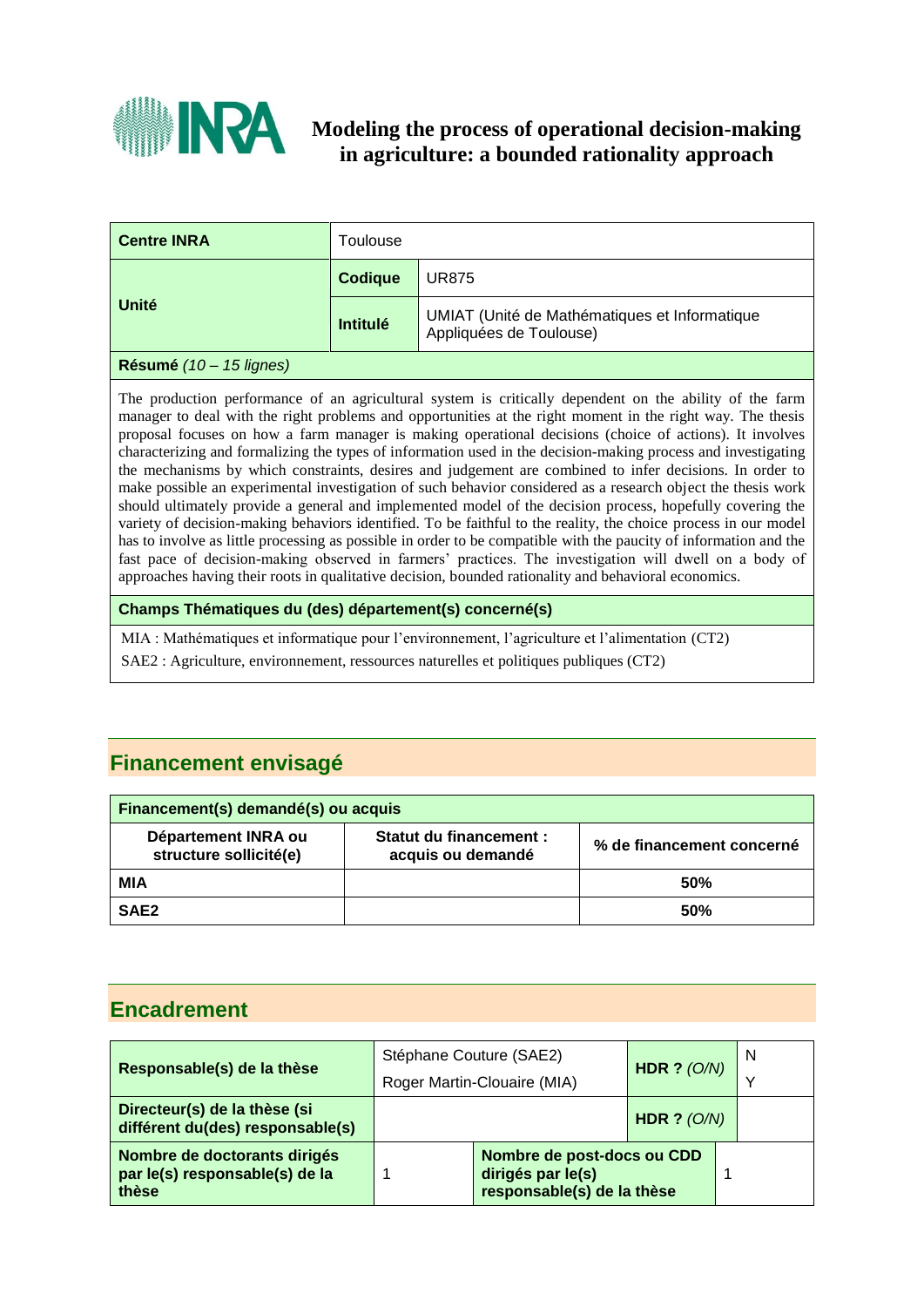# Modeling the process of operational decision-making in agriculture: a bounded rationality approach

| **Centre INRA** | Toulouse | |
|---|---|---|
| **Unité** | **Codique** | UR875 |
| | **Intitulé** | UMIAT (Unité de Mathématiques et Informatique Appliquées de Toulouse) |

**Résumé** *(10 – 15 lignes)*

The production performance of an agricultural system is critically dependent on the ability of the farm manager to deal with the right problems and opportunities at the right moment in the right way. The thesis proposal focuses on how a farm manager is making operational decisions (choice of actions). It involves characterizing and formalizing the types of information used in the decision-making process and investigating the mechanisms by which constraints, desires and judgement are combined to infer decisions. In order to make possible an experimental investigation of such behavior considered as a research object the thesis work should ultimately provide a general and implemented model of the decision process, hopefully covering the variety of decision-making behaviors identified. To be faithful to the reality, the choice process in our model has to involve as little processing as possible in order to be compatible with the paucity of information and the fast pace of decision-making observed in farmers' practices. The investigation will dwell on a body of approaches having their roots in qualitative decision, bounded rationality and behavioral economics.

**Champs Thématiques du (des) département(s) concerné(s)**

MIA : Mathématiques et informatique pour l'environnement, l'agriculture et l'alimentation (CT2)

SAE2 : Agriculture, environnement, ressources naturelles et politiques publiques (CT2)

## Financement envisagé

| **Financement(s) demandé(s) ou acquis** | | |
|---|---|---|
| **Département INRA ou structure sollicité(e)** | **Statut du financement : acquis ou demandé** | **% de financement concerné** |
| **MIA** | | **50%** |
| **SAE2** | | **50%** |

## Encadrement

| | | | |
|---|---|---|---|
| **Responsable(s) de la thèse** | Stéphane Couture (SAE2)<br>Roger Martin-Clouaire (MIA) | **HDR ?** *(O/N)* | N<br>Y |
| **Directeur(s) de la thèse (si différent du(des) responsable(s)** | | **HDR ?** *(O/N)* | |
| **Nombre de doctorants dirigés par le(s) responsable(s) de la thèse** | 1 | **Nombre de post-docs ou CDD dirigés par le(s) responsable(s) de la thèse** | 1 |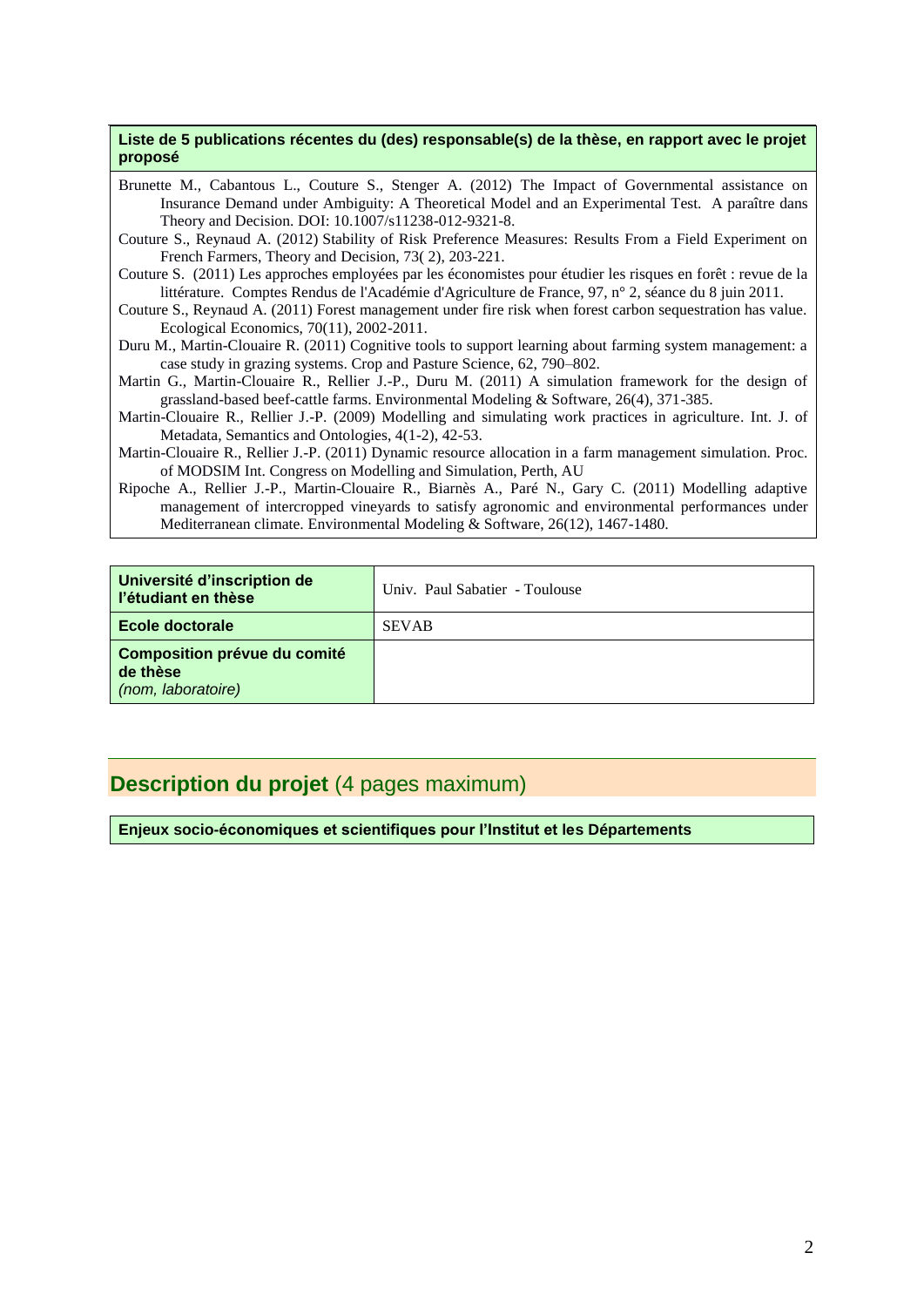**Liste de 5 publications récentes du (des) responsable(s) de la thèse, en rapport avec le projet proposé**

Brunette M., Cabantous L., Couture S., Stenger A. (2012) The Impact of Governmental assistance on Insurance Demand under Ambiguity: A Theoretical Model and an Experimental Test. A paraître dans Theory and Decision. DOI: 10.1007/s11238-012-9321-8.

Couture S., Reynaud A. (2012) Stability of Risk Preference Measures: Results From a Field Experiment on French Farmers, Theory and Decision, 73( 2), 203-221.

Couture S. (2011) Les approches employées par les économistes pour étudier les risques en forêt : revue de la littérature. Comptes Rendus de l'Académie d'Agriculture de France, 97, n° 2, séance du 8 juin 2011.

Couture S., Reynaud A. (2011) Forest management under fire risk when forest carbon sequestration has value. Ecological Economics, 70(11), 2002-2011.

Duru M., Martin-Clouaire R. (2011) Cognitive tools to support learning about farming system management: a case study in grazing systems. Crop and Pasture Science, 62, 790–802.

Martin G., Martin-Clouaire R., Rellier J.-P., Duru M. (2011) A simulation framework for the design of grassland-based beef-cattle farms. Environmental Modeling & Software, 26(4), 371-385.

Martin-Clouaire R., Rellier J.-P. (2009) Modelling and simulating work practices in agriculture. Int. J. of Metadata, Semantics and Ontologies, 4(1-2), 42-53.

Martin-Clouaire R., Rellier J.-P. (2011) Dynamic resource allocation in a farm management simulation. Proc. of MODSIM Int. Congress on Modelling and Simulation, Perth, AU

Ripoche A., Rellier J.-P., Martin-Clouaire R., Biarnès A., Paré N., Gary C. (2011) Modelling adaptive management of intercropped vineyards to satisfy agronomic and environmental performances under Mediterranean climate. Environmental Modeling & Software, 26(12), 1467-1480.

| | |
|---|---|
| **Université d'inscription de l'étudiant en thèse** | Univ. Paul Sabatier - Toulouse |
| **Ecole doctorale** | SEVAB |
| **Composition prévue du comité de thèse** *(nom, laboratoire)* | |

## Description du projet (4 pages maximum)

**Enjeux socio-économiques et scientifiques pour l'Institut et les Départements**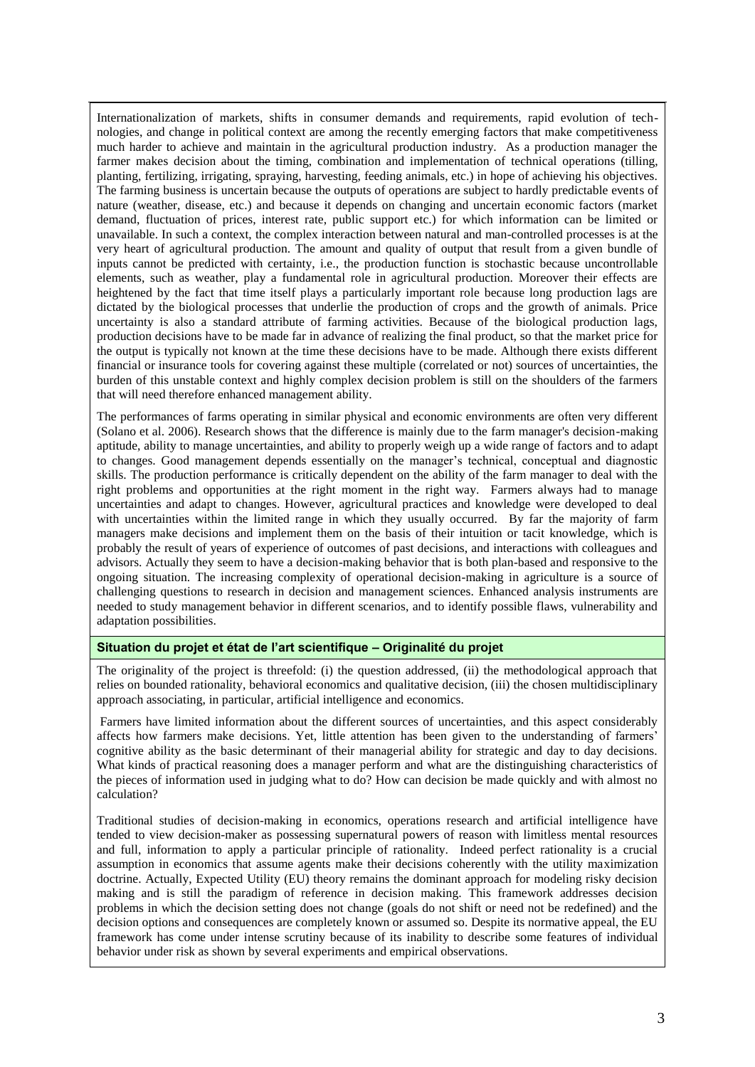Internationalization of markets, shifts in consumer demands and requirements, rapid evolution of technologies, and change in political context are among the recently emerging factors that make competitiveness much harder to achieve and maintain in the agricultural production industry. As a production manager the farmer makes decision about the timing, combination and implementation of technical operations (tilling, planting, fertilizing, irrigating, spraying, harvesting, feeding animals, etc.) in hope of achieving his objectives. The farming business is uncertain because the outputs of operations are subject to hardly predictable events of nature (weather, disease, etc.) and because it depends on changing and uncertain economic factors (market demand, fluctuation of prices, interest rate, public support etc.) for which information can be limited or unavailable. In such a context, the complex interaction between natural and man-controlled processes is at the very heart of agricultural production. The amount and quality of output that result from a given bundle of inputs cannot be predicted with certainty, i.e., the production function is stochastic because uncontrollable elements, such as weather, play a fundamental role in agricultural production. Moreover their effects are heightened by the fact that time itself plays a particularly important role because long production lags are dictated by the biological processes that underlie the production of crops and the growth of animals. Price uncertainty is also a standard attribute of farming activities. Because of the biological production lags, production decisions have to be made far in advance of realizing the final product, so that the market price for the output is typically not known at the time these decisions have to be made. Although there exists different financial or insurance tools for covering against these multiple (correlated or not) sources of uncertainties, the burden of this unstable context and highly complex decision problem is still on the shoulders of the farmers that will need therefore enhanced management ability.

The performances of farms operating in similar physical and economic environments are often very different (Solano et al. 2006). Research shows that the difference is mainly due to the farm manager's decision-making aptitude, ability to manage uncertainties, and ability to properly weigh up a wide range of factors and to adapt to changes. Good management depends essentially on the manager's technical, conceptual and diagnostic skills. The production performance is critically dependent on the ability of the farm manager to deal with the right problems and opportunities at the right moment in the right way. Farmers always had to manage uncertainties and adapt to changes. However, agricultural practices and knowledge were developed to deal with uncertainties within the limited range in which they usually occurred. By far the majority of farm managers make decisions and implement them on the basis of their intuition or tacit knowledge, which is probably the result of years of experience of outcomes of past decisions, and interactions with colleagues and advisors. Actually they seem to have a decision-making behavior that is both plan-based and responsive to the ongoing situation. The increasing complexity of operational decision-making in agriculture is a source of challenging questions to research in decision and management sciences. Enhanced analysis instruments are needed to study management behavior in different scenarios, and to identify possible flaws, vulnerability and adaptation possibilities.

## Situation du projet et état de l'art scientifique – Originalité du projet

The originality of the project is threefold: (i) the question addressed, (ii) the methodological approach that relies on bounded rationality, behavioral economics and qualitative decision, (iii) the chosen multidisciplinary approach associating, in particular, artificial intelligence and economics.

Farmers have limited information about the different sources of uncertainties, and this aspect considerably affects how farmers make decisions. Yet, little attention has been given to the understanding of farmers' cognitive ability as the basic determinant of their managerial ability for strategic and day to day decisions. What kinds of practical reasoning does a manager perform and what are the distinguishing characteristics of the pieces of information used in judging what to do? How can decision be made quickly and with almost no calculation?

Traditional studies of decision-making in economics, operations research and artificial intelligence have tended to view decision-maker as possessing supernatural powers of reason with limitless mental resources and full, information to apply a particular principle of rationality. Indeed perfect rationality is a crucial assumption in economics that assume agents make their decisions coherently with the utility maximization doctrine. Actually, Expected Utility (EU) theory remains the dominant approach for modeling risky decision making and is still the paradigm of reference in decision making. This framework addresses decision problems in which the decision setting does not change (goals do not shift or need not be redefined) and the decision options and consequences are completely known or assumed so. Despite its normative appeal, the EU framework has come under intense scrutiny because of its inability to describe some features of individual behavior under risk as shown by several experiments and empirical observations.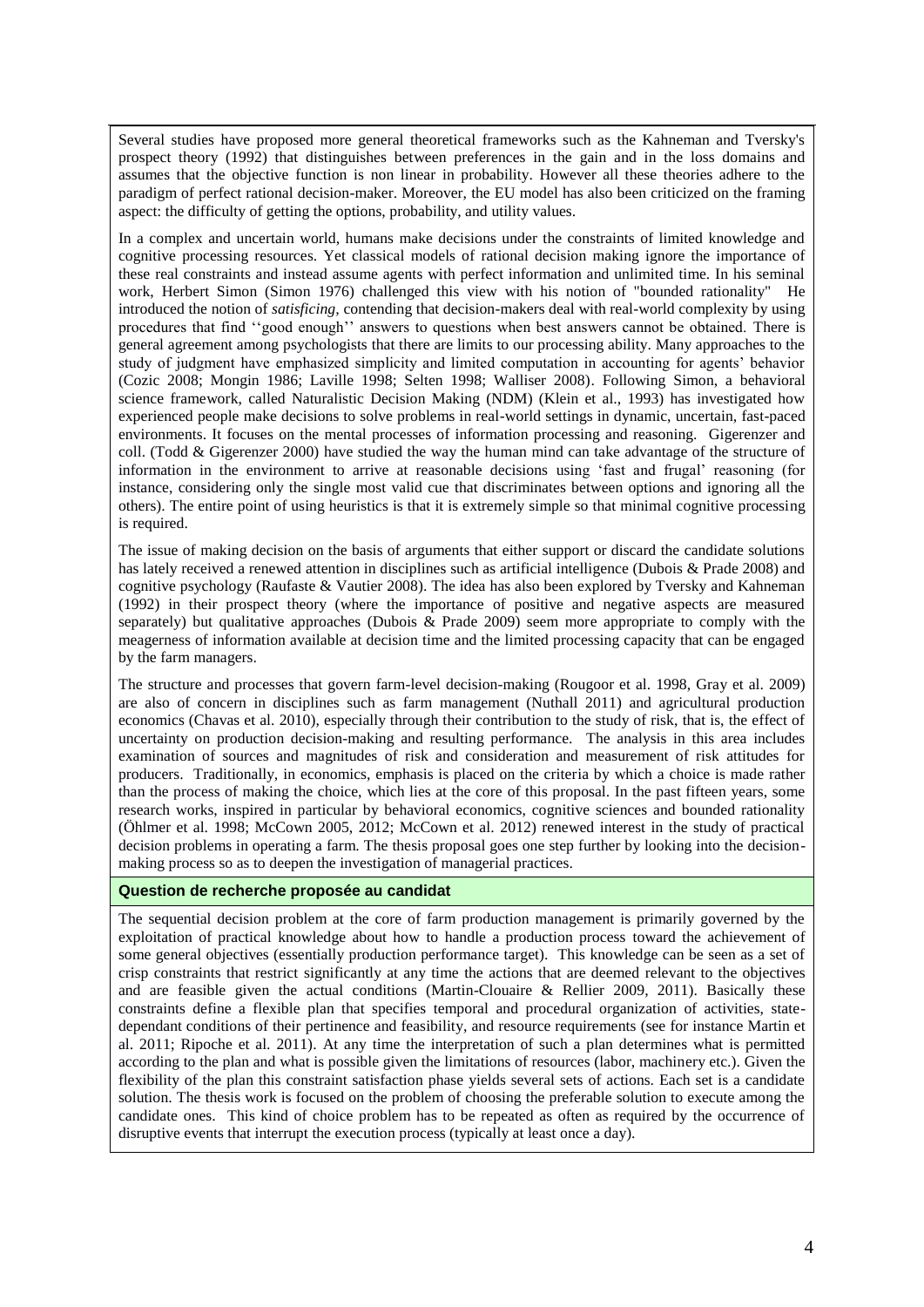Several studies have proposed more general theoretical frameworks such as the Kahneman and Tversky's prospect theory (1992) that distinguishes between preferences in the gain and in the loss domains and assumes that the objective function is non linear in probability. However all these theories adhere to the paradigm of perfect rational decision-maker. Moreover, the EU model has also been criticized on the framing aspect: the difficulty of getting the options, probability, and utility values.

In a complex and uncertain world, humans make decisions under the constraints of limited knowledge and cognitive processing resources. Yet classical models of rational decision making ignore the importance of these real constraints and instead assume agents with perfect information and unlimited time. In his seminal work, Herbert Simon (Simon 1976) challenged this view with his notion of "bounded rationality" He introduced the notion of *satisficing,* contending that decision-makers deal with real-world complexity by using procedures that find ''good enough'' answers to questions when best answers cannot be obtained. There is general agreement among psychologists that there are limits to our processing ability. Many approaches to the study of judgment have emphasized simplicity and limited computation in accounting for agents' behavior (Cozic 2008; Mongin 1986; Laville 1998; Selten 1998; Walliser 2008). Following Simon, a behavioral science framework, called Naturalistic Decision Making (NDM) (Klein et al., 1993) has investigated how experienced people make decisions to solve problems in real-world settings in dynamic, uncertain, fast-paced environments. It focuses on the mental processes of information processing and reasoning. Gigerenzer and coll. (Todd & Gigerenzer 2000) have studied the way the human mind can take advantage of the structure of information in the environment to arrive at reasonable decisions using 'fast and frugal' reasoning (for instance, considering only the single most valid cue that discriminates between options and ignoring all the others). The entire point of using heuristics is that it is extremely simple so that minimal cognitive processing is required.

The issue of making decision on the basis of arguments that either support or discard the candidate solutions has lately received a renewed attention in disciplines such as artificial intelligence (Dubois & Prade 2008) and cognitive psychology (Raufaste & Vautier 2008). The idea has also been explored by Tversky and Kahneman (1992) in their prospect theory (where the importance of positive and negative aspects are measured separately) but qualitative approaches (Dubois & Prade 2009) seem more appropriate to comply with the meagerness of information available at decision time and the limited processing capacity that can be engaged by the farm managers.

The structure and processes that govern farm-level decision-making (Rougoor et al. 1998, Gray et al. 2009) are also of concern in disciplines such as farm management (Nuthall 2011) and agricultural production economics (Chavas et al. 2010), especially through their contribution to the study of risk, that is, the effect of uncertainty on production decision-making and resulting performance. The analysis in this area includes examination of sources and magnitudes of risk and consideration and measurement of risk attitudes for producers. Traditionally, in economics, emphasis is placed on the criteria by which a choice is made rather than the process of making the choice, which lies at the core of this proposal. In the past fifteen years, some research works, inspired in particular by behavioral economics, cognitive sciences and bounded rationality (Öhlmer et al. 1998; McCown 2005, 2012; McCown et al. 2012) renewed interest in the study of practical decision problems in operating a farm. The thesis proposal goes one step further by looking into the decision-making process so as to deepen the investigation of managerial practices.

### Question de recherche proposée au candidat

The sequential decision problem at the core of farm production management is primarily governed by the exploitation of practical knowledge about how to handle a production process toward the achievement of some general objectives (essentially production performance target). This knowledge can be seen as a set of crisp constraints that restrict significantly at any time the actions that are deemed relevant to the objectives and are feasible given the actual conditions (Martin-Clouaire & Rellier 2009, 2011). Basically these constraints define a flexible plan that specifies temporal and procedural organization of activities, state-dependant conditions of their pertinence and feasibility, and resource requirements (see for instance Martin et al. 2011; Ripoche et al. 2011). At any time the interpretation of such a plan determines what is permitted according to the plan and what is possible given the limitations of resources (labor, machinery etc.). Given the flexibility of the plan this constraint satisfaction phase yields several sets of actions. Each set is a candidate solution. The thesis work is focused on the problem of choosing the preferable solution to execute among the candidate ones. This kind of choice problem has to be repeated as often as required by the occurrence of disruptive events that interrupt the execution process (typically at least once a day).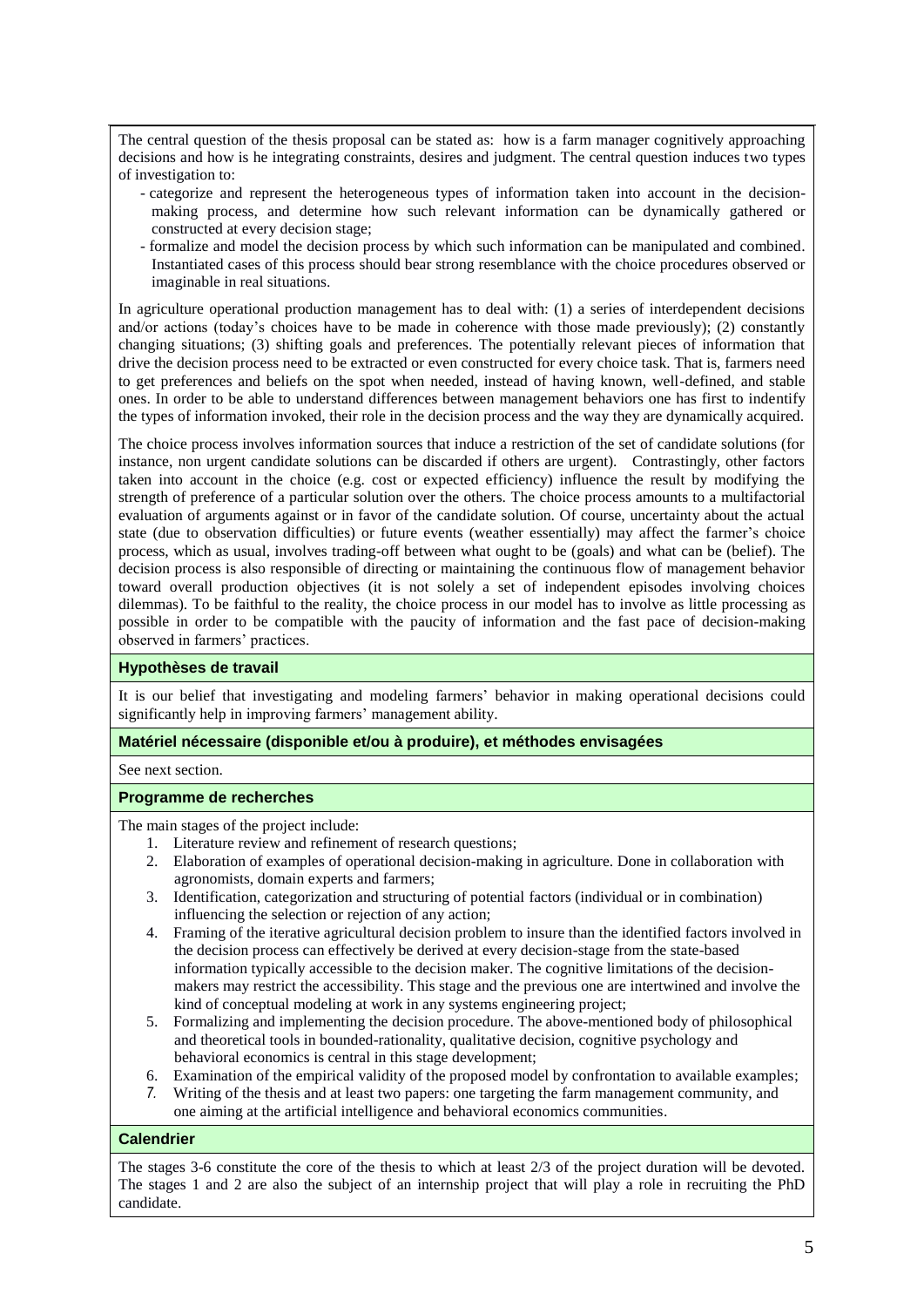The central question of the thesis proposal can be stated as: how is a farm manager cognitively approaching decisions and how is he integrating constraints, desires and judgment. The central question induces two types of investigation to:

- categorize and represent the heterogeneous types of information taken into account in the decision-making process, and determine how such relevant information can be dynamically gathered or constructed at every decision stage;
- formalize and model the decision process by which such information can be manipulated and combined. Instantiated cases of this process should bear strong resemblance with the choice procedures observed or imaginable in real situations.

In agriculture operational production management has to deal with: (1) a series of interdependent decisions and/or actions (today's choices have to be made in coherence with those made previously); (2) constantly changing situations; (3) shifting goals and preferences. The potentially relevant pieces of information that drive the decision process need to be extracted or even constructed for every choice task. That is, farmers need to get preferences and beliefs on the spot when needed, instead of having known, well-defined, and stable ones. In order to be able to understand differences between management behaviors one has first to indentify the types of information invoked, their role in the decision process and the way they are dynamically acquired.

The choice process involves information sources that induce a restriction of the set of candidate solutions (for instance, non urgent candidate solutions can be discarded if others are urgent). Contrastingly, other factors taken into account in the choice (e.g. cost or expected efficiency) influence the result by modifying the strength of preference of a particular solution over the others. The choice process amounts to a multifactorial evaluation of arguments against or in favor of the candidate solution. Of course, uncertainty about the actual state (due to observation difficulties) or future events (weather essentially) may affect the farmer's choice process, which as usual, involves trading-off between what ought to be (goals) and what can be (belief). The decision process is also responsible of directing or maintaining the continuous flow of management behavior toward overall production objectives (it is not solely a set of independent episodes involving choices dilemmas). To be faithful to the reality, the choice process in our model has to involve as little processing as possible in order to be compatible with the paucity of information and the fast pace of decision-making observed in farmers' practices.

**Hypothèses de travail**

It is our belief that investigating and modeling farmers' behavior in making operational decisions could significantly help in improving farmers' management ability.

**Matériel nécessaire (disponible et/ou à produire), et méthodes envisagées**

See next section.

**Programme de recherches**

The main stages of the project include:

1. Literature review and refinement of research questions;
2. Elaboration of examples of operational decision-making in agriculture. Done in collaboration with agronomists, domain experts and farmers;
3. Identification, categorization and structuring of potential factors (individual or in combination) influencing the selection or rejection of any action;
4. Framing of the iterative agricultural decision problem to insure than the identified factors involved in the decision process can effectively be derived at every decision-stage from the state-based information typically accessible to the decision maker. The cognitive limitations of the decision-makers may restrict the accessibility. This stage and the previous one are intertwined and involve the kind of conceptual modeling at work in any systems engineering project;
5. Formalizing and implementing the decision procedure. The above-mentioned body of philosophical and theoretical tools in bounded-rationality, qualitative decision, cognitive psychology and behavioral economics is central in this stage development;
6. Examination of the empirical validity of the proposed model by confrontation to available examples;
7. Writing of the thesis and at least two papers: one targeting the farm management community, and one aiming at the artificial intelligence and behavioral economics communities.

**Calendrier**

The stages 3-6 constitute the core of the thesis to which at least 2/3 of the project duration will be devoted. The stages 1 and 2 are also the subject of an internship project that will play a role in recruiting the PhD candidate.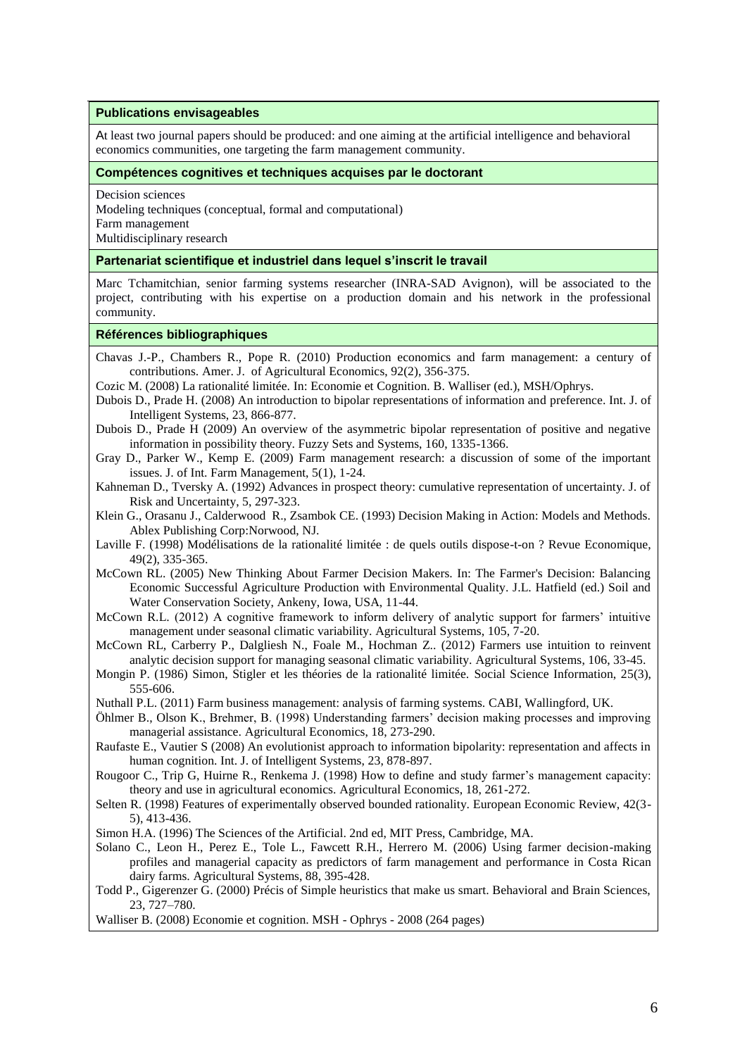**Publications envisageables**

At least two journal papers should be produced: and one aiming at the artificial intelligence and behavioral economics communities, one targeting the farm management community.

**Compétences cognitives et techniques acquises par le doctorant**

Decision sciences
Modeling techniques (conceptual, formal and computational)
Farm management
Multidisciplinary research

**Partenariat scientifique et industriel dans lequel s'inscrit le travail**

Marc Tchamitchian, senior farming systems researcher (INRA-SAD Avignon), will be associated to the project, contributing with his expertise on a production domain and his network in the professional community.

**Références bibliographiques**

Chavas J.-P., Chambers R., Pope R. (2010) Production economics and farm management: a century of contributions. Amer. J. of Agricultural Economics, 92(2), 356-375.

Cozic M. (2008) La rationalité limitée. In: Economie et Cognition. B. Walliser (ed.), MSH/Ophrys.

Dubois D., Prade H. (2008) An introduction to bipolar representations of information and preference. Int. J. of Intelligent Systems, 23, 866-877.

Dubois D., Prade H (2009) An overview of the asymmetric bipolar representation of positive and negative information in possibility theory. Fuzzy Sets and Systems, 160, 1335-1366.

Gray D., Parker W., Kemp E. (2009) Farm management research: a discussion of some of the important issues. J. of Int. Farm Management, 5(1), 1-24.

Kahneman D., Tversky A. (1992) Advances in prospect theory: cumulative representation of uncertainty. J. of Risk and Uncertainty, 5, 297-323.

Klein G., Orasanu J., Calderwood R., Zsambok CE. (1993) Decision Making in Action: Models and Methods. Ablex Publishing Corp:Norwood, NJ.

Laville F. (1998) Modélisations de la rationalité limitée : de quels outils dispose-t-on ? Revue Economique, 49(2), 335-365.

McCown RL. (2005) New Thinking About Farmer Decision Makers. In: The Farmer's Decision: Balancing Economic Successful Agriculture Production with Environmental Quality. J.L. Hatfield (ed.) Soil and Water Conservation Society, Ankeny, Iowa, USA, 11-44.

McCown R.L. (2012) A cognitive framework to inform delivery of analytic support for farmers' intuitive management under seasonal climatic variability. Agricultural Systems, 105, 7-20.

McCown RL, Carberry P., Dalgliesh N., Foale M., Hochman Z.. (2012) Farmers use intuition to reinvent analytic decision support for managing seasonal climatic variability. Agricultural Systems, 106, 33-45.

Mongin P. (1986) Simon, Stigler et les théories de la rationalité limitée. Social Science Information, 25(3), 555-606.

Nuthall P.L. (2011) Farm business management: analysis of farming systems. CABI, Wallingford, UK.

Öhlmer B., Olson K., Brehmer, B. (1998) Understanding farmers' decision making processes and improving managerial assistance. Agricultural Economics, 18, 273-290.

Raufaste E., Vautier S (2008) An evolutionist approach to information bipolarity: representation and affects in human cognition. Int. J. of Intelligent Systems, 23, 878-897.

Rougoor C., Trip G, Huirne R., Renkema J. (1998) How to define and study farmer's management capacity: theory and use in agricultural economics. Agricultural Economics, 18, 261-272.

Selten R. (1998) Features of experimentally observed bounded rationality. European Economic Review, 42(3-5), 413-436.

Simon H.A. (1996) The Sciences of the Artificial. 2nd ed, MIT Press, Cambridge, MA.

Solano C., Leon H., Perez E., Tole L., Fawcett R.H., Herrero M. (2006) Using farmer decision-making profiles and managerial capacity as predictors of farm management and performance in Costa Rican dairy farms. Agricultural Systems, 88, 395-428.

Todd P., Gigerenzer G. (2000) Précis of Simple heuristics that make us smart. Behavioral and Brain Sciences, 23, 727–780.

Walliser B. (2008) Economie et cognition. MSH - Ophrys - 2008 (264 pages)